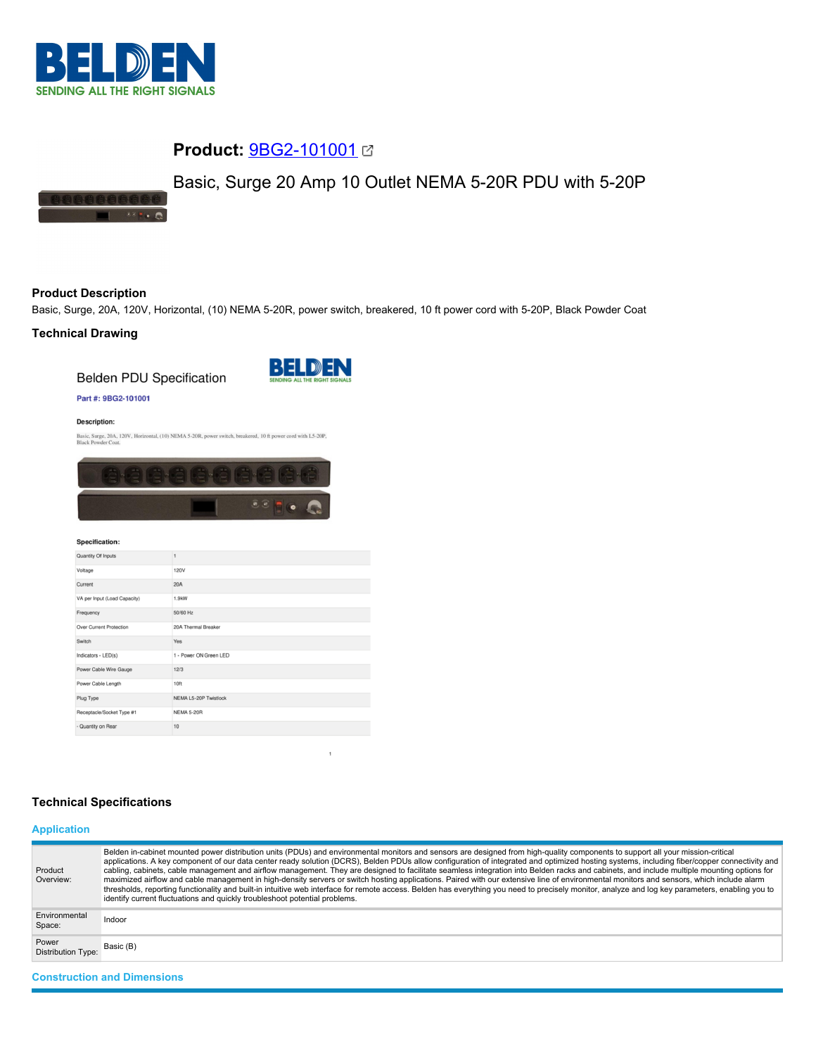**Product:** 9BG2-101001

Basic, Surge 20 Amp 10 Outlet NEMA 5-20R PDU with 5-20P

## Product Description

Basic, Surge, 20A, 120V, Horizontal, (10) NEMA 5-20R, power switch, breakered, 10 ft power cord with 5-20P, Black Powder Coat

## Technical Drawing

Belden PDU Specification

**Part #: 9BG2-101001**

**Description:**

Basic, Surge, 20A, 120V, Horizontal, (10) NEMA 5-20R, power switch, breakered, 10 ft power cord with L5-20P, Black Powder Coat.

**Specification:**

| | |
|---|---|
| Quantity Of Inputs | 1 |
| Voltage | 120V |
| Current | 20A |
| VA per Input (Load Capacity) | 1.9kW |
| Frequency | 50/60 Hz |
| Over Current Protection | 20A Thermal Breaker |
| Switch | Yes |
| Indicators - LED(s) | 1 - Power ON Green LED |
| Power Cable Wire Gauge | 12/3 |
| Power Cable Length | 10ft |
| Plug Type | NEMA L5-20P Twistlock |
| Receptacle/Socket Type #1 | NEMA 5-20R |
| - Quantity on Rear | 10 |

## Technical Specifications

### Application

| | |
|---|---|
| Product Overview: | Belden in-cabinet mounted power distribution units (PDUs) and environmental monitors and sensors are designed from high-quality components to support all your mission-critical applications. A key component of our data center ready solution (DCRS), Belden PDUs allow configuration of integrated and optimized hosting systems, including fiber/copper connectivity and cabling, cabinets, cable management and airflow management. They are designed to facilitate seamless integration into Belden racks and cabinets, and include multiple mounting options for maximized airflow and cable management in high-density servers or switch hosting applications. Paired with our extensive line of environmental monitors and sensors, which include alarm thresholds, reporting functionality and built-in intuitive web interface for remote access. Belden has everything you need to precisely monitor, analyze and log key parameters, enabling you to identify current fluctuations and quickly troubleshoot potential problems. |
| Environmental Space: | Indoor |
| Power Distribution Type: | Basic (B) |

### Construction and Dimensions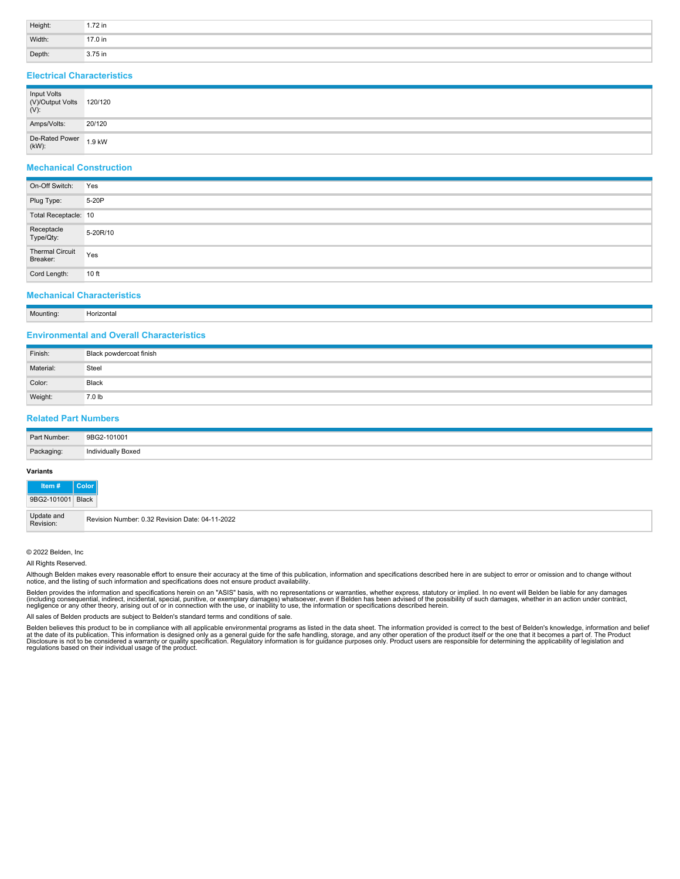| | |
|---|---|
| Height: | 1.72 in |
| Width: | 17.0 in |
| Depth: | 3.75 in |

## Electrical Characteristics

| | |
|---|---|
| Input Volts (V)/Output Volts (V): | 120/120 |
| Amps/Volts: | 20/120 |
| De-Rated Power (kW): | 1.9 kW |

## Mechanical Construction

| | |
|---|---|
| On-Off Switch: | Yes |
| Plug Type: | 5-20P |
| Total Receptacle: | 10 |
| Receptacle Type/Qty: | 5-20R/10 |
| Thermal Circuit Breaker: | Yes |
| Cord Length: | 10 ft |

## Mechanical Characteristics

| | |
|---|---|
| Mounting: | Horizontal |

## Environmental and Overall Characteristics

| | |
|---|---|
| Finish: | Black powdercoat finish |
| Material: | Steel |
| Color: | Black |
| Weight: | 7.0 lb |

## Related Part Numbers

| | |
|---|---|
| Part Number: | 9BG2-101001 |
| Packaging: | Individually Boxed |

**Variants**

| Item # | Color |
|---|---|
| 9BG2-101001 | Black |

| | |
|---|---|
| Update and Revision: | Revision Number: 0.32 Revision Date: 04-11-2022 |

© 2022 Belden, Inc

All Rights Reserved.

Although Belden makes every reasonable effort to ensure their accuracy at the time of this publication, information and specifications described here in are subject to error or omission and to change without notice, and the listing of such information and specifications does not ensure product availability.

Belden provides the information and specifications herein on an "ASIS" basis, with no representations or warranties, whether express, statutory or implied. In no event will Belden be liable for any damages (including consequential, indirect, incidental, special, punitive, or exemplary damages) whatsoever, even if Belden has been advised of the possibility of such damages, whether in an action under contract, negligence or any other theory, arising out of or in connection with the use, or inability to use, the information or specifications described herein.

All sales of Belden products are subject to Belden's standard terms and conditions of sale.

Belden believes this product to be in compliance with all applicable environmental programs as listed in the data sheet. The information provided is correct to the best of Belden's knowledge, information and belief at the date of its publication. This information is designed only as a general guide for the safe handling, storage, and any other operation of the product itself or the one that it becomes a part of. The Product Disclosure is not to be considered a warranty or quality specification. Regulatory information is for guidance purposes only. Product users are responsible for determining the applicability of legislation and regulations based on their individual usage of the product.